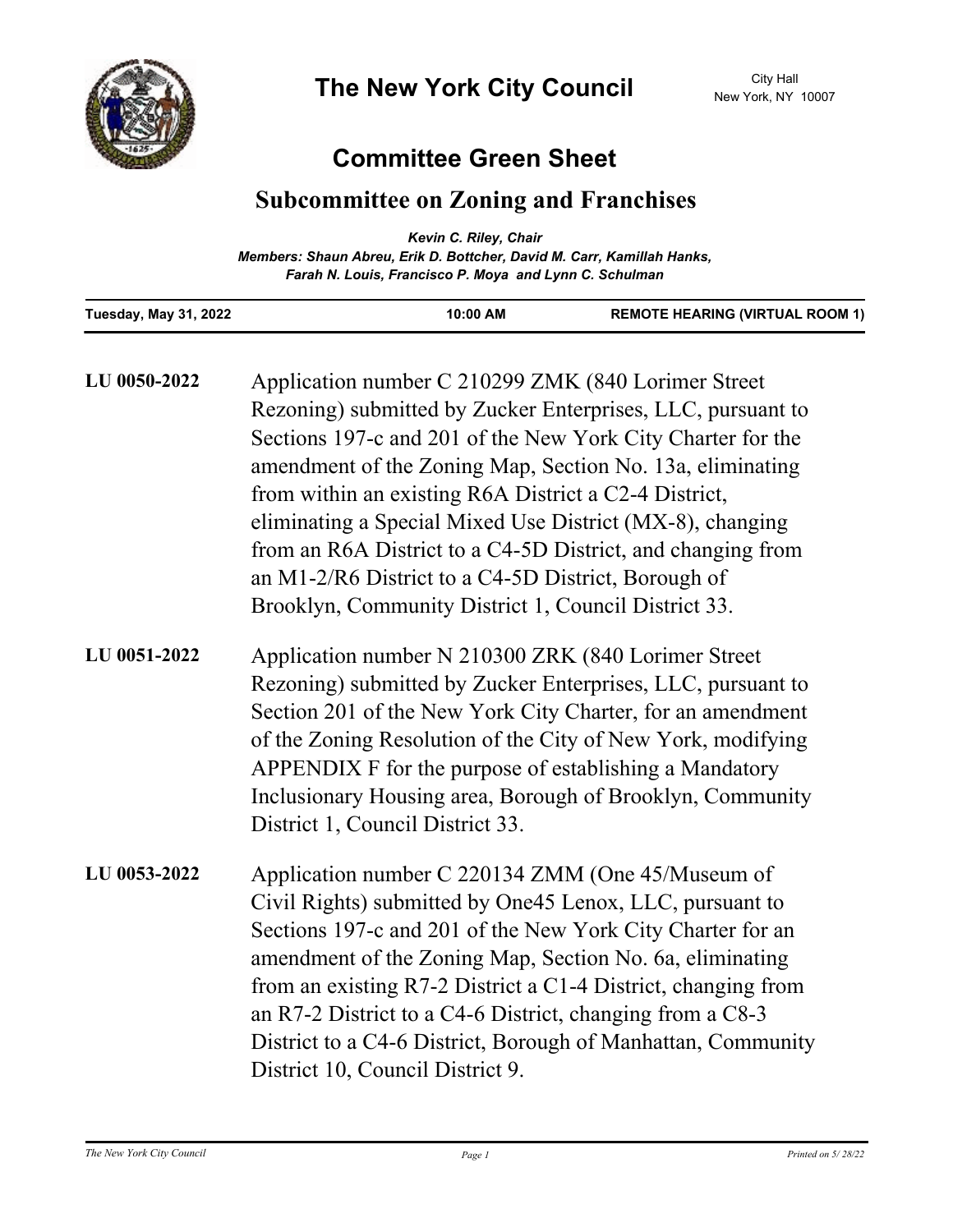# The New York City Council

City Hall
New York, NY 10007

## Committee Green Sheet

### Subcommittee on Zoning and Franchises

***Kevin C. Riley, Chair***
***Members: Shaun Abreu, Erik D. Bottcher, David M. Carr, Kamillah Hanks, Farah N. Louis, Francisco P. Moya and Lynn C. Schulman***

| Tuesday, May 31, 2022 | 10:00 AM | REMOTE HEARING (VIRTUAL ROOM 1) |
|---|---|---|

**LU 0050-2022** Application number C 210299 ZMK (840 Lorimer Street Rezoning) submitted by Zucker Enterprises, LLC, pursuant to Sections 197-c and 201 of the New York City Charter for the amendment of the Zoning Map, Section No. 13a, eliminating from within an existing R6A District a C2-4 District, eliminating a Special Mixed Use District (MX-8), changing from an R6A District to a C4-5D District, and changing from an M1-2/R6 District to a C4-5D District, Borough of Brooklyn, Community District 1, Council District 33.

**LU 0051-2022** Application number N 210300 ZRK (840 Lorimer Street Rezoning) submitted by Zucker Enterprises, LLC, pursuant to Section 201 of the New York City Charter, for an amendment of the Zoning Resolution of the City of New York, modifying APPENDIX F for the purpose of establishing a Mandatory Inclusionary Housing area, Borough of Brooklyn, Community District 1, Council District 33.

**LU 0053-2022** Application number C 220134 ZMM (One 45/Museum of Civil Rights) submitted by One45 Lenox, LLC, pursuant to Sections 197-c and 201 of the New York City Charter for an amendment of the Zoning Map, Section No. 6a, eliminating from an existing R7-2 District a C1-4 District, changing from an R7-2 District to a C4-6 District, changing from a C8-3 District to a C4-6 District, Borough of Manhattan, Community District 10, Council District 9.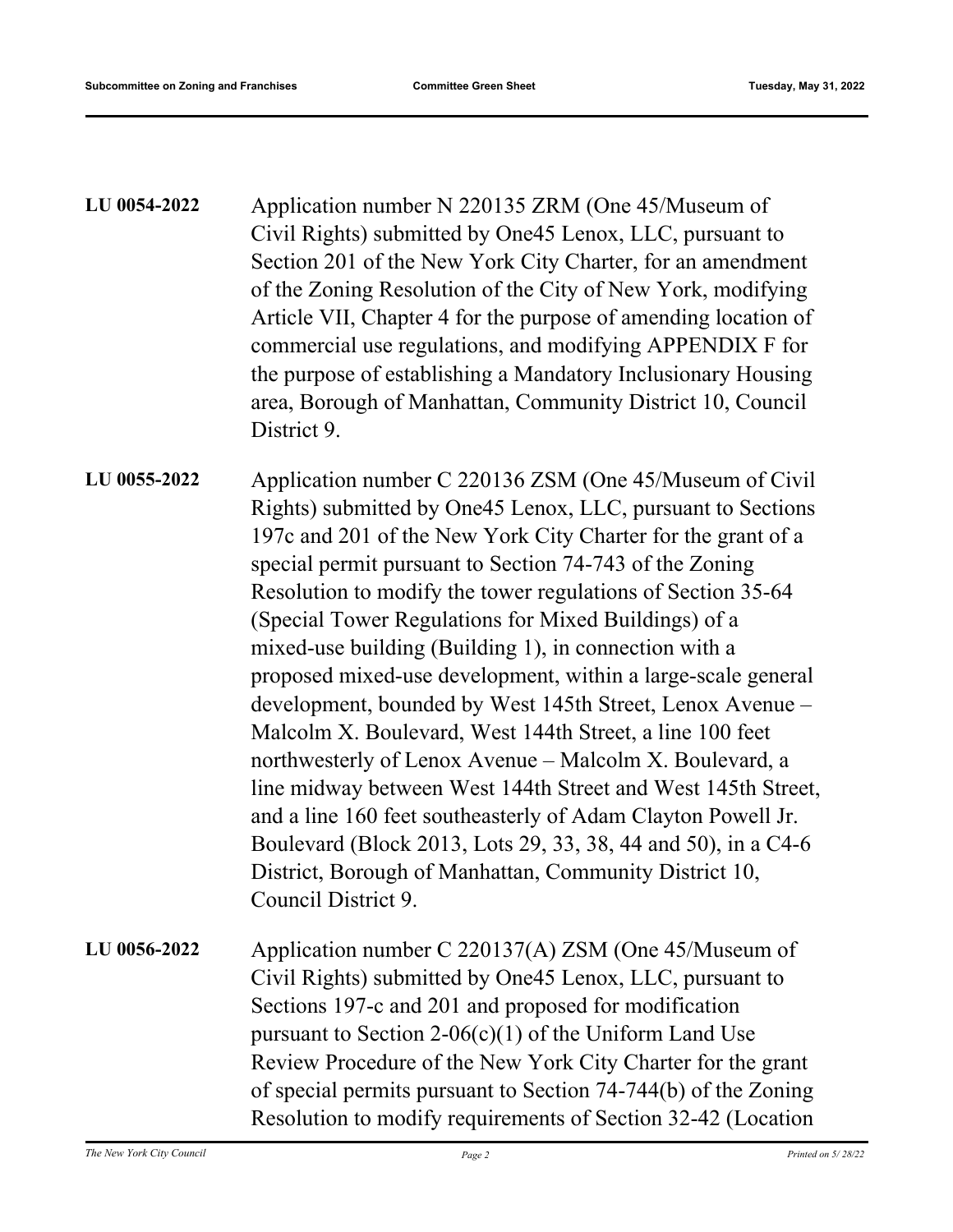**LU 0054-2022**

Application number N 220135 ZRM (One 45/Museum of Civil Rights) submitted by One45 Lenox, LLC, pursuant to Section 201 of the New York City Charter, for an amendment of the Zoning Resolution of the City of New York, modifying Article VII, Chapter 4 for the purpose of amending location of commercial use regulations, and modifying APPENDIX F for the purpose of establishing a Mandatory Inclusionary Housing area, Borough of Manhattan, Community District 10, Council District 9.

**LU 0055-2022**

Application number C 220136 ZSM (One 45/Museum of Civil Rights) submitted by One45 Lenox, LLC, pursuant to Sections 197c and 201 of the New York City Charter for the grant of a special permit pursuant to Section 74-743 of the Zoning Resolution to modify the tower regulations of Section 35-64 (Special Tower Regulations for Mixed Buildings) of a mixed-use building (Building 1), in connection with a proposed mixed-use development, within a large-scale general development, bounded by West 145th Street, Lenox Avenue – Malcolm X. Boulevard, West 144th Street, a line 100 feet northwesterly of Lenox Avenue – Malcolm X. Boulevard, a line midway between West 144th Street and West 145th Street, and a line 160 feet southeasterly of Adam Clayton Powell Jr. Boulevard (Block 2013, Lots 29, 33, 38, 44 and 50), in a C4-6 District, Borough of Manhattan, Community District 10, Council District 9.

**LU 0056-2022**

Application number C 220137(A) ZSM (One 45/Museum of Civil Rights) submitted by One45 Lenox, LLC, pursuant to Sections 197-c and 201 and proposed for modification pursuant to Section 2-06(c)(1) of the Uniform Land Use Review Procedure of the New York City Charter for the grant of special permits pursuant to Section 74-744(b) of the Zoning Resolution to modify requirements of Section 32-42 (Location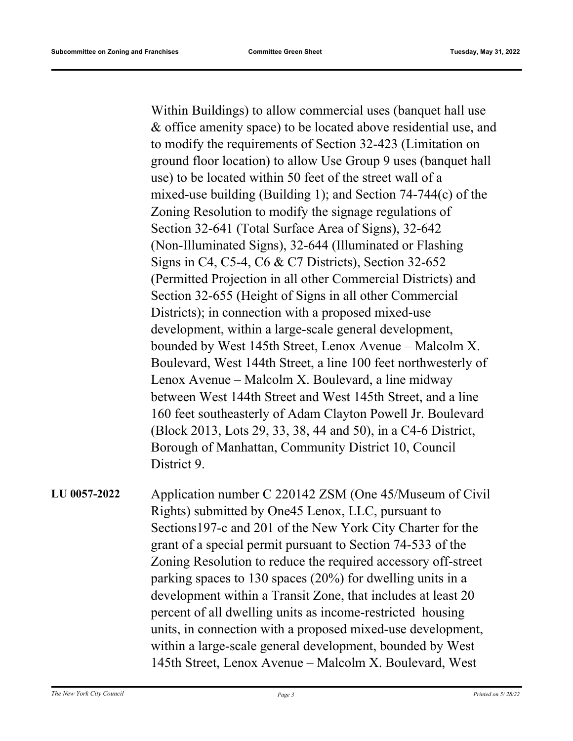Within Buildings) to allow commercial uses (banquet hall use & office amenity space) to be located above residential use, and to modify the requirements of Section 32-423 (Limitation on ground floor location) to allow Use Group 9 uses (banquet hall use) to be located within 50 feet of the street wall of a mixed-use building (Building 1); and Section 74-744(c) of the Zoning Resolution to modify the signage regulations of Section 32-641 (Total Surface Area of Signs), 32-642 (Non-Illuminated Signs), 32-644 (Illuminated or Flashing Signs in C4, C5-4, C6 & C7 Districts), Section 32-652 (Permitted Projection in all other Commercial Districts) and Section 32-655 (Height of Signs in all other Commercial Districts); in connection with a proposed mixed-use development, within a large-scale general development, bounded by West 145th Street, Lenox Avenue – Malcolm X. Boulevard, West 144th Street, a line 100 feet northwesterly of Lenox Avenue – Malcolm X. Boulevard, a line midway between West 144th Street and West 145th Street, and a line 160 feet southeasterly of Adam Clayton Powell Jr. Boulevard (Block 2013, Lots 29, 33, 38, 44 and 50), in a C4-6 District, Borough of Manhattan, Community District 10, Council District 9.

**LU 0057-2022** Application number C 220142 ZSM (One 45/Museum of Civil Rights) submitted by One45 Lenox, LLC, pursuant to Sections197-c and 201 of the New York City Charter for the grant of a special permit pursuant to Section 74-533 of the Zoning Resolution to reduce the required accessory off-street parking spaces to 130 spaces (20%) for dwelling units in a development within a Transit Zone, that includes at least 20 percent of all dwelling units as income-restricted housing units, in connection with a proposed mixed-use development, within a large-scale general development, bounded by West 145th Street, Lenox Avenue – Malcolm X. Boulevard, West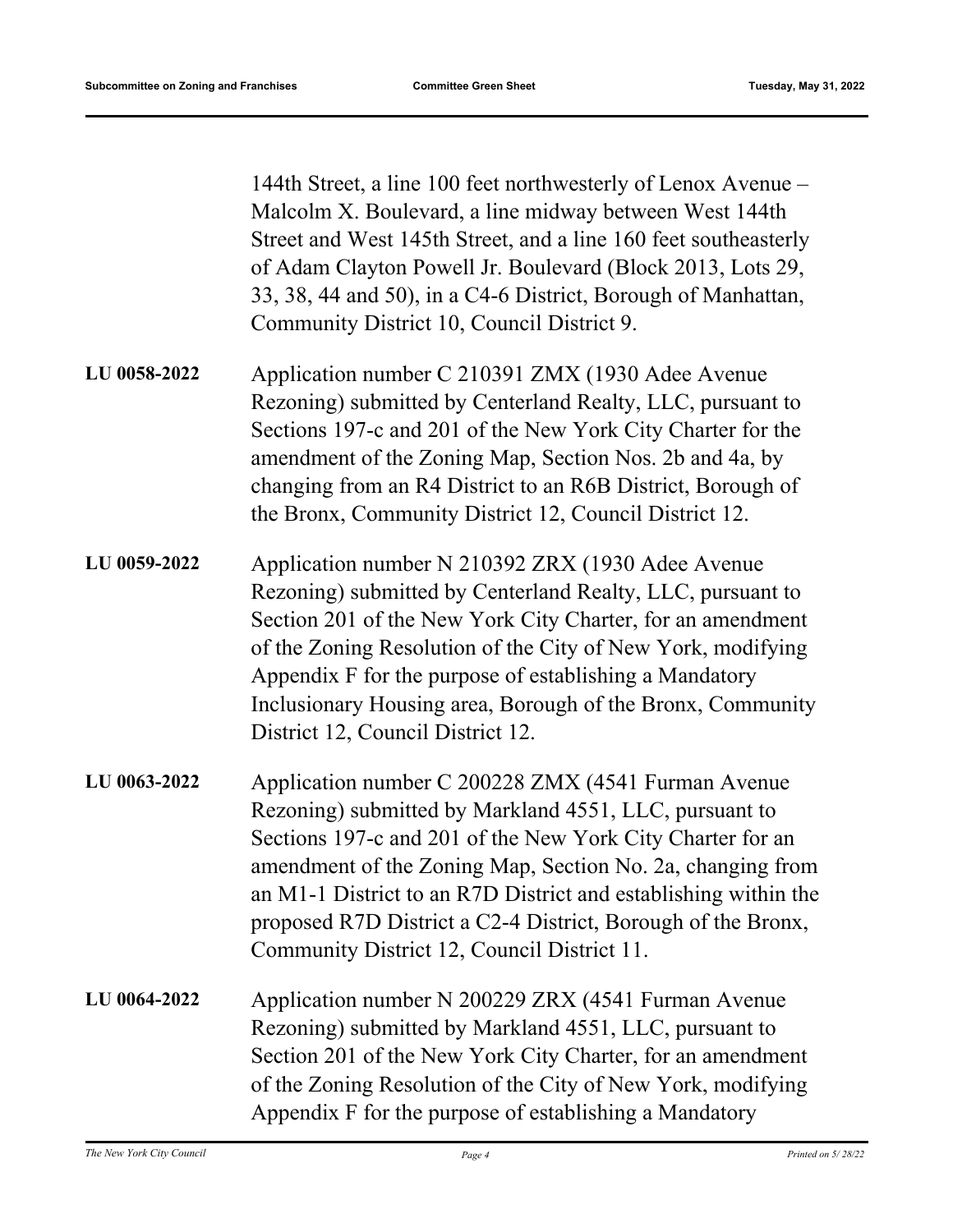144th Street, a line 100 feet northwesterly of Lenox Avenue – Malcolm X. Boulevard, a line midway between West 144th Street and West 145th Street, and a line 160 feet southeasterly of Adam Clayton Powell Jr. Boulevard (Block 2013, Lots 29, 33, 38, 44 and 50), in a C4-6 District, Borough of Manhattan, Community District 10, Council District 9.

**LU 0058-2022**

Application number C 210391 ZMX (1930 Adee Avenue Rezoning) submitted by Centerland Realty, LLC, pursuant to Sections 197-c and 201 of the New York City Charter for the amendment of the Zoning Map, Section Nos. 2b and 4a, by changing from an R4 District to an R6B District, Borough of the Bronx, Community District 12, Council District 12.

**LU 0059-2022**

Application number N 210392 ZRX (1930 Adee Avenue Rezoning) submitted by Centerland Realty, LLC, pursuant to Section 201 of the New York City Charter, for an amendment of the Zoning Resolution of the City of New York, modifying Appendix F for the purpose of establishing a Mandatory Inclusionary Housing area, Borough of the Bronx, Community District 12, Council District 12.

**LU 0063-2022**

Application number C 200228 ZMX (4541 Furman Avenue Rezoning) submitted by Markland 4551, LLC, pursuant to Sections 197-c and 201 of the New York City Charter for an amendment of the Zoning Map, Section No. 2a, changing from an M1-1 District to an R7D District and establishing within the proposed R7D District a C2-4 District, Borough of the Bronx, Community District 12, Council District 11.

**LU 0064-2022**

Application number N 200229 ZRX (4541 Furman Avenue Rezoning) submitted by Markland 4551, LLC, pursuant to Section 201 of the New York City Charter, for an amendment of the Zoning Resolution of the City of New York, modifying Appendix F for the purpose of establishing a Mandatory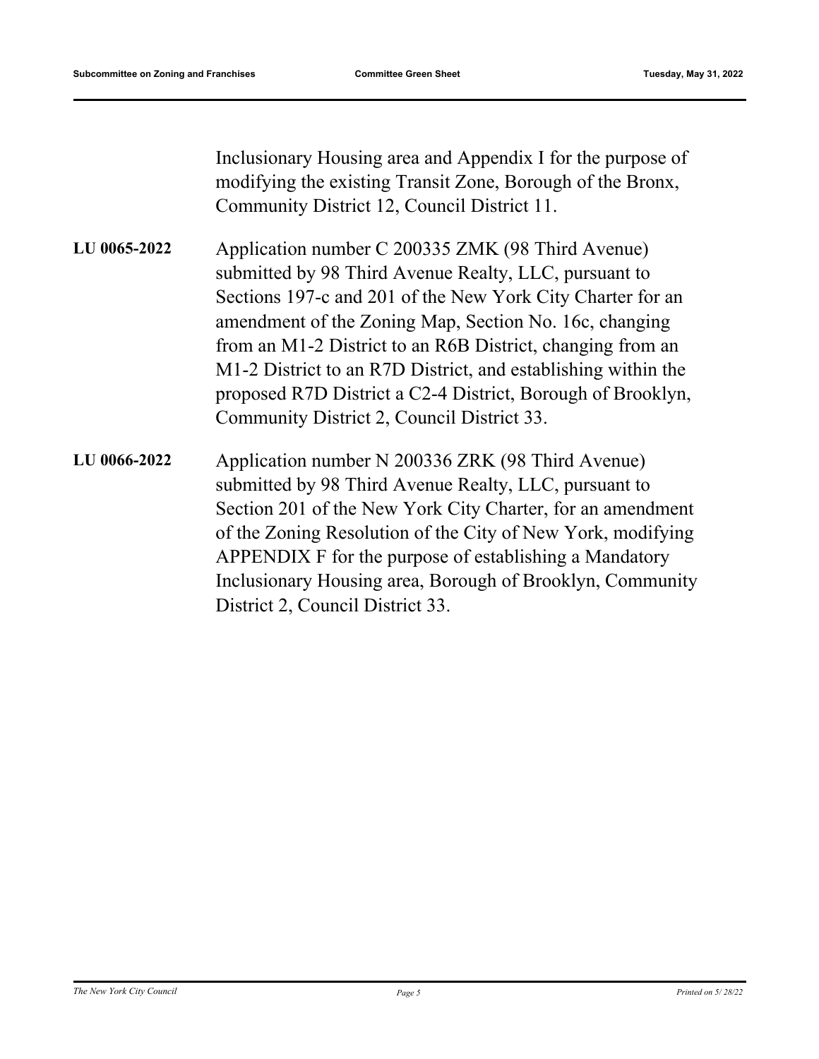Inclusionary Housing area and Appendix I for the purpose of modifying the existing Transit Zone, Borough of the Bronx, Community District 12, Council District 11.

**LU 0065-2022** Application number C 200335 ZMK (98 Third Avenue) submitted by 98 Third Avenue Realty, LLC, pursuant to Sections 197-c and 201 of the New York City Charter for an amendment of the Zoning Map, Section No. 16c, changing from an M1-2 District to an R6B District, changing from an M1-2 District to an R7D District, and establishing within the proposed R7D District a C2-4 District, Borough of Brooklyn, Community District 2, Council District 33.

**LU 0066-2022** Application number N 200336 ZRK (98 Third Avenue) submitted by 98 Third Avenue Realty, LLC, pursuant to Section 201 of the New York City Charter, for an amendment of the Zoning Resolution of the City of New York, modifying APPENDIX F for the purpose of establishing a Mandatory Inclusionary Housing area, Borough of Brooklyn, Community District 2, Council District 33.